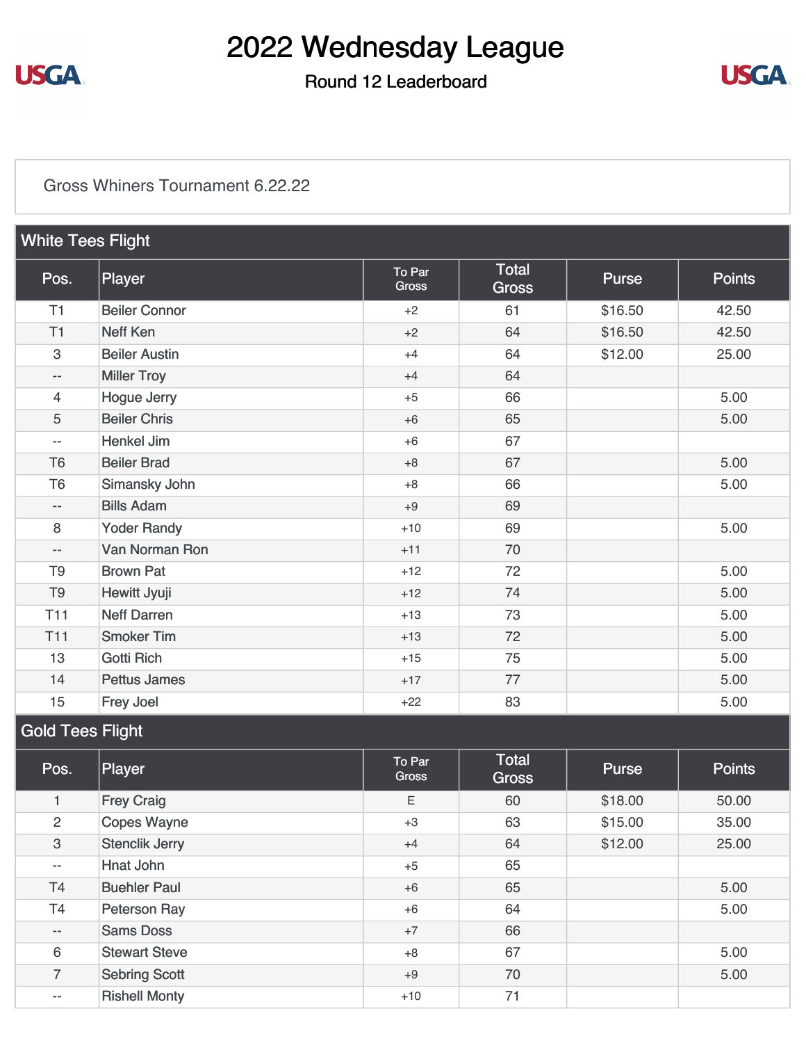# 2022 Wednesday League

## Round 12 Leaderboard

Gross Whiners Tournament 6.22.22

### White Tees Flight

| Pos. | Player | To Par Gross | Total Gross | Purse | Points |
|---|---|---|---|---|---|
| T1 | Beiler Connor | +2 | 61 | $16.50 | 42.50 |
| T1 | Neff Ken | +2 | 64 | $16.50 | 42.50 |
| 3 | Beiler Austin | +4 | 64 | $12.00 | 25.00 |
| -- | Miller Troy | +4 | 64 | | |
| 4 | Hogue Jerry | +5 | 66 | | 5.00 |
| 5 | Beiler Chris | +6 | 65 | | 5.00 |
| -- | Henkel Jim | +6 | 67 | | |
| T6 | Beiler Brad | +8 | 67 | | 5.00 |
| T6 | Simansky John | +8 | 66 | | 5.00 |
| -- | Bills Adam | +9 | 69 | | |
| 8 | Yoder Randy | +10 | 69 | | 5.00 |
| -- | Van Norman Ron | +11 | 70 | | |
| T9 | Brown Pat | +12 | 72 | | 5.00 |
| T9 | Hewitt Jyuji | +12 | 74 | | 5.00 |
| T11 | Neff Darren | +13 | 73 | | 5.00 |
| T11 | Smoker Tim | +13 | 72 | | 5.00 |
| 13 | Gotti Rich | +15 | 75 | | 5.00 |
| 14 | Pettus James | +17 | 77 | | 5.00 |
| 15 | Frey Joel | +22 | 83 | | 5.00 |

### Gold Tees Flight

| Pos. | Player | To Par Gross | Total Gross | Purse | Points |
|---|---|---|---|---|---|
| 1 | Frey Craig | E | 60 | $18.00 | 50.00 |
| 2 | Copes Wayne | +3 | 63 | $15.00 | 35.00 |
| 3 | Stenclik Jerry | +4 | 64 | $12.00 | 25.00 |
| -- | Hnat John | +5 | 65 | | |
| T4 | Buehler Paul | +6 | 65 | | 5.00 |
| T4 | Peterson Ray | +6 | 64 | | 5.00 |
| -- | Sams Doss | +7 | 66 | | |
| 6 | Stewart Steve | +8 | 67 | | 5.00 |
| 7 | Sebring Scott | +9 | 70 | | 5.00 |
| -- | Rishell Monty | +10 | 71 | | |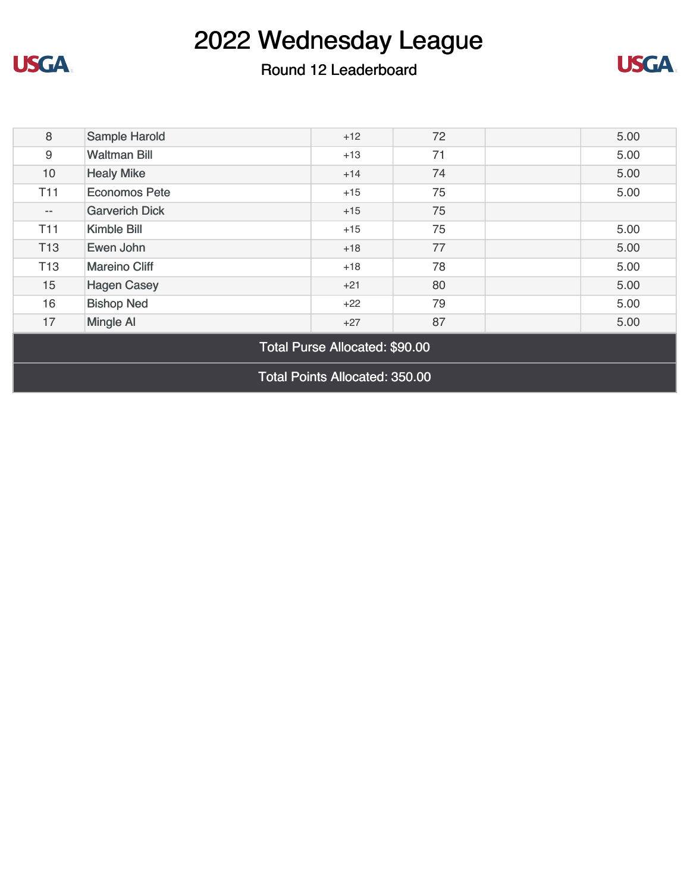# 2022 Wednesday League

## Round 12 Leaderboard

| | | | | | |
|---|---|---|---|---|---|
| 8 | Sample Harold | +12 | 72 | | 5.00 |
| 9 | Waltman Bill | +13 | 71 | | 5.00 |
| 10 | Healy Mike | +14 | 74 | | 5.00 |
| T11 | Economos Pete | +15 | 75 | | 5.00 |
| -- | Garverich Dick | +15 | 75 | | |
| T11 | Kimble Bill | +15 | 75 | | 5.00 |
| T13 | Ewen John | +18 | 77 | | 5.00 |
| T13 | Mareino Cliff | +18 | 78 | | 5.00 |
| 15 | Hagen Casey | +21 | 80 | | 5.00 |
| 16 | Bishop Ned | +22 | 79 | | 5.00 |
| 17 | Mingle Al | +27 | 87 | | 5.00 |

Total Purse Allocated: $90.00

Total Points Allocated: 350.00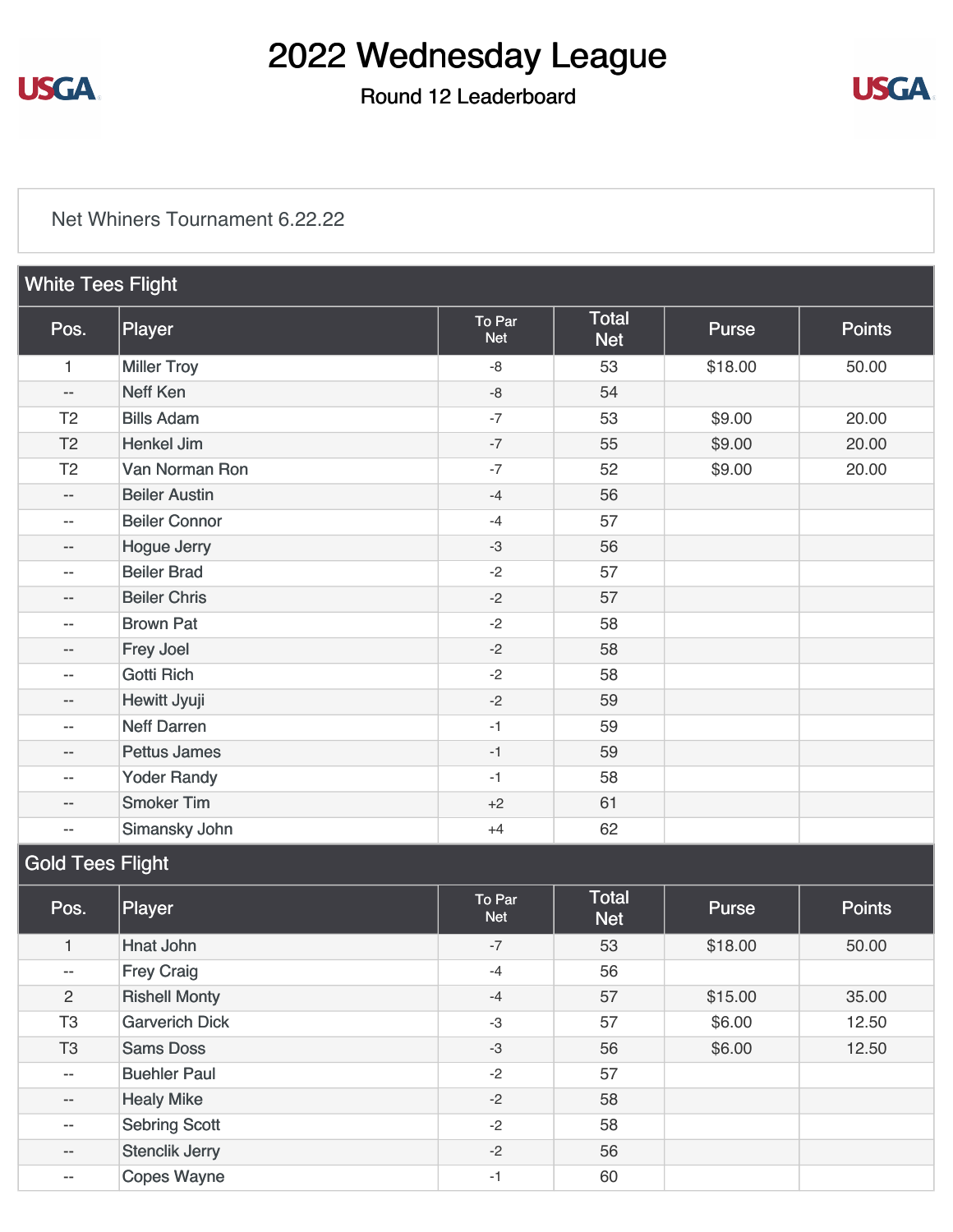# 2022 Wednesday League

Round 12 Leaderboard

Net Whiners Tournament 6.22.22

## White Tees Flight

| Pos. | Player | To Par Net | Total Net | Purse | Points |
|---|---|---|---|---|---|
| 1 | Miller Troy | -8 | 53 | $18.00 | 50.00 |
| -- | Neff Ken | -8 | 54 | | |
| T2 | Bills Adam | -7 | 53 | $9.00 | 20.00 |
| T2 | Henkel Jim | -7 | 55 | $9.00 | 20.00 |
| T2 | Van Norman Ron | -7 | 52 | $9.00 | 20.00 |
| -- | Beiler Austin | -4 | 56 | | |
| -- | Beiler Connor | -4 | 57 | | |
| -- | Hogue Jerry | -3 | 56 | | |
| -- | Beiler Brad | -2 | 57 | | |
| -- | Beiler Chris | -2 | 57 | | |
| -- | Brown Pat | -2 | 58 | | |
| -- | Frey Joel | -2 | 58 | | |
| -- | Gotti Rich | -2 | 58 | | |
| -- | Hewitt Jyuji | -2 | 59 | | |
| -- | Neff Darren | -1 | 59 | | |
| -- | Pettus James | -1 | 59 | | |
| -- | Yoder Randy | -1 | 58 | | |
| -- | Smoker Tim | +2 | 61 | | |
| -- | Simansky John | +4 | 62 | | |

## Gold Tees Flight

| Pos. | Player | To Par Net | Total Net | Purse | Points |
|---|---|---|---|---|---|
| 1 | Hnat John | -7 | 53 | $18.00 | 50.00 |
| -- | Frey Craig | -4 | 56 | | |
| 2 | Rishell Monty | -4 | 57 | $15.00 | 35.00 |
| T3 | Garverich Dick | -3 | 57 | $6.00 | 12.50 |
| T3 | Sams Doss | -3 | 56 | $6.00 | 12.50 |
| -- | Buehler Paul | -2 | 57 | | |
| -- | Healy Mike | -2 | 58 | | |
| -- | Sebring Scott | -2 | 58 | | |
| -- | Stenclik Jerry | -2 | 56 | | |
| -- | Copes Wayne | -1 | 60 | | |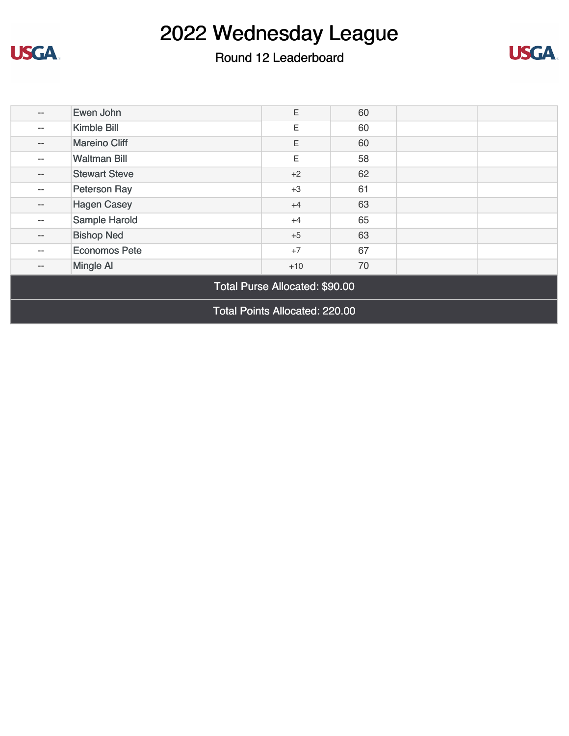# 2022 Wednesday League

## Round 12 Leaderboard

| | | | | | |
|---|---|---|---|---|---|
| -- | Ewen John | E | 60 | | |
| -- | Kimble Bill | E | 60 | | |
| -- | Mareino Cliff | E | 60 | | |
| -- | Waltman Bill | E | 58 | | |
| -- | Stewart Steve | +2 | 62 | | |
| -- | Peterson Ray | +3 | 61 | | |
| -- | Hagen Casey | +4 | 63 | | |
| -- | Sample Harold | +4 | 65 | | |
| -- | Bishop Ned | +5 | 63 | | |
| -- | Economos Pete | +7 | 67 | | |
| -- | Mingle Al | +10 | 70 | | |

Total Purse Allocated: $90.00

Total Points Allocated: 220.00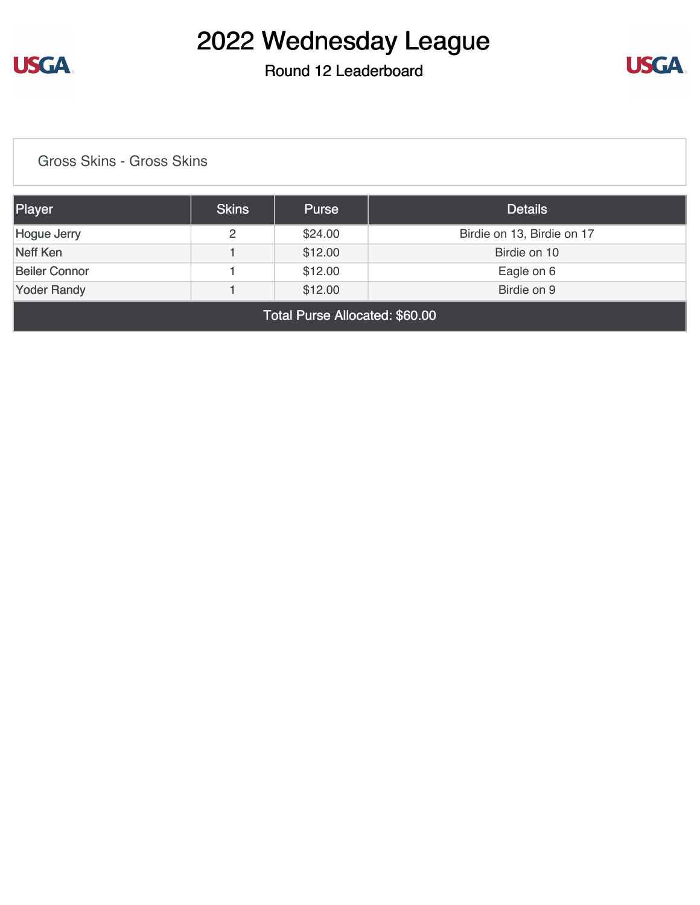# 2022 Wednesday League

## Round 12 Leaderboard

Gross Skins - Gross Skins

| Player | Skins | Purse | Details |
| --- | --- | --- | --- |
| Hogue Jerry | 2 | $24.00 | Birdie on 13, Birdie on 17 |
| Neff Ken | 1 | $12.00 | Birdie on 10 |
| Beiler Connor | 1 | $12.00 | Eagle on 6 |
| Yoder Randy | 1 | $12.00 | Birdie on 9 |
| Total Purse Allocated: $60.00 | | | |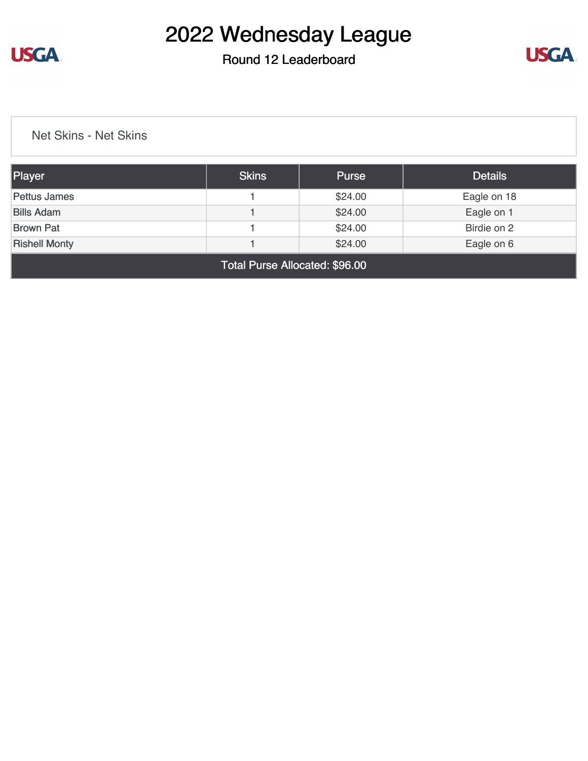# 2022 Wednesday League

## Round 12 Leaderboard

### Net Skins - Net Skins

| Player | Skins | Purse | Details |
|---|---|---|---|
| Pettus James | 1 | $24.00 | Eagle on 18 |
| Bills Adam | 1 | $24.00 | Eagle on 1 |
| Brown Pat | 1 | $24.00 | Birdie on 2 |
| Rishell Monty | 1 | $24.00 | Eagle on 6 |
| Total Purse Allocated: $96.00 | | | |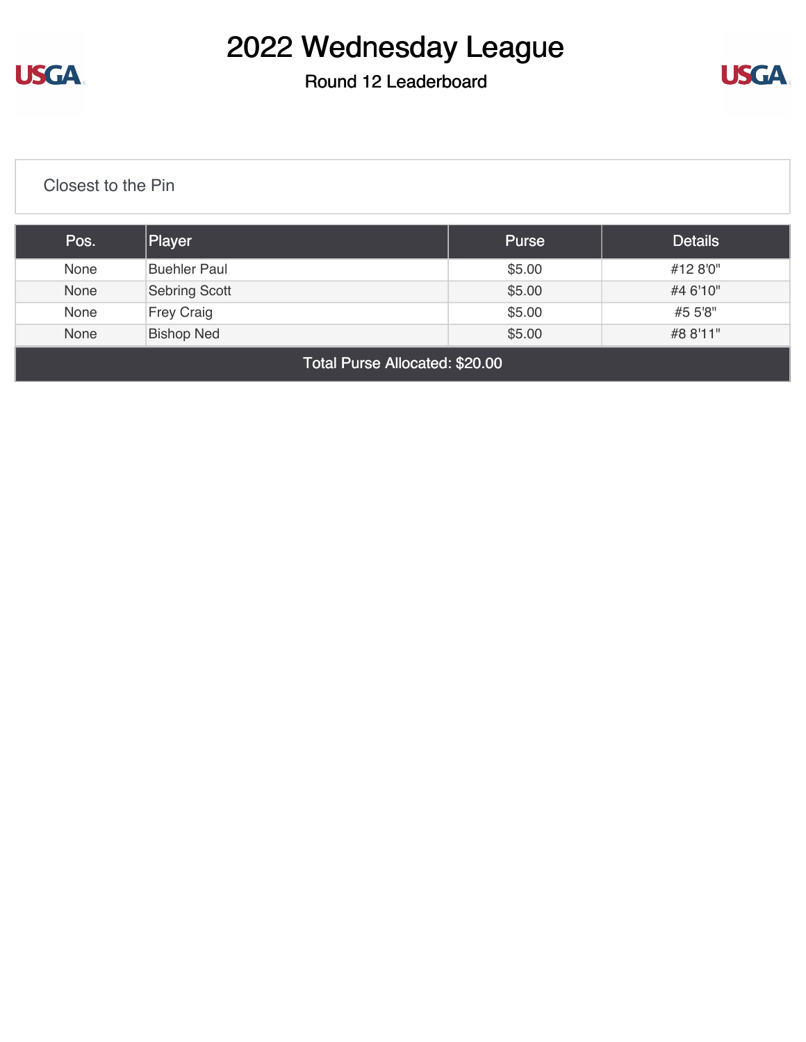# 2022 Wednesday League

## Round 12 Leaderboard

### Closest to the Pin

| Pos. | Player | Purse | Details |
| --- | --- | --- | --- |
| None | Buehler Paul | $5.00 | #12 8'0" |
| None | Sebring Scott | $5.00 | #4 6'10" |
| None | Frey Craig | $5.00 | #5 5'8" |
| None | Bishop Ned | $5.00 | #8 8'11" |
| Total Purse Allocated: $20.00 | | | |